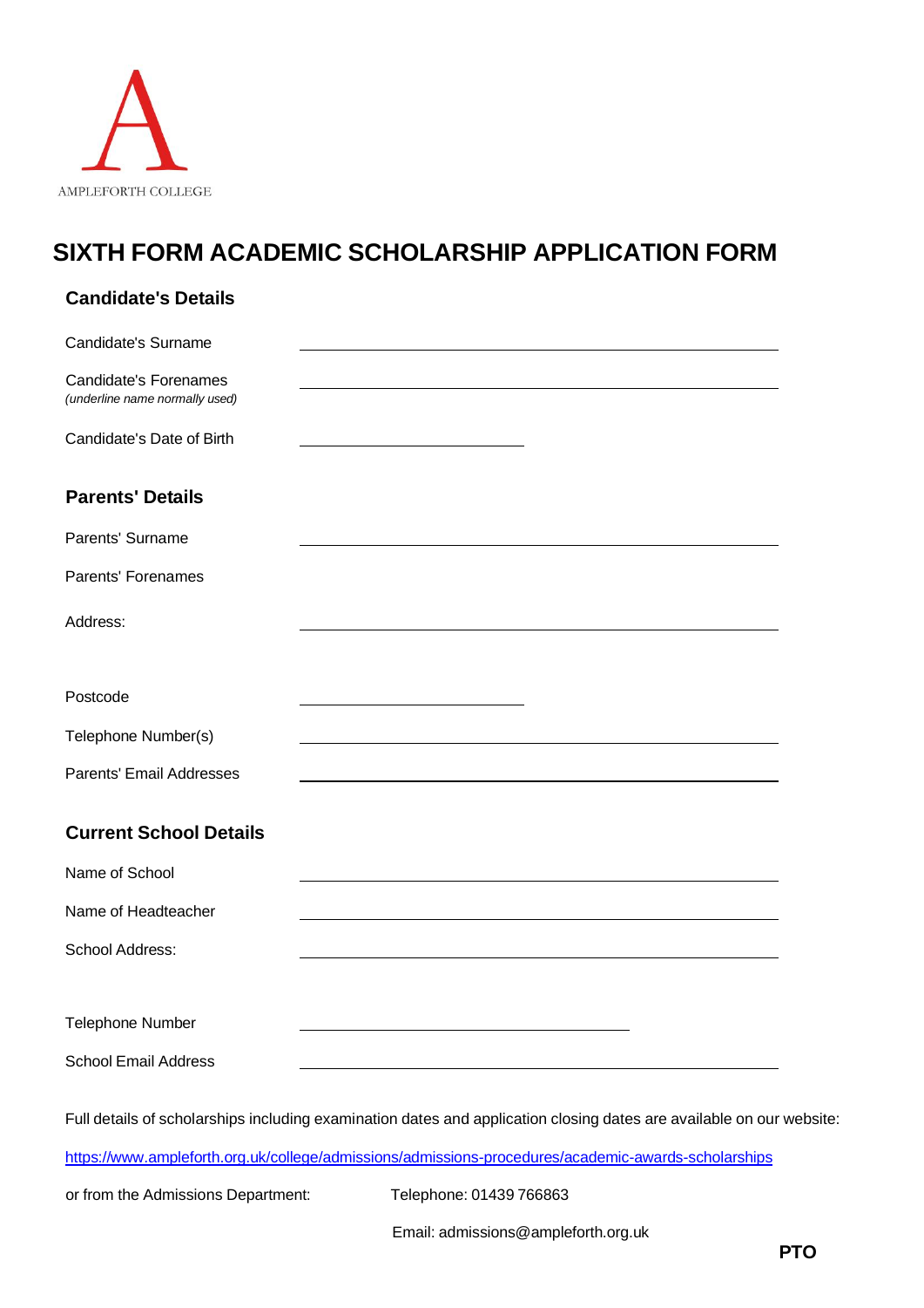AMPLEFORTH COLLEGE

# SIXTH FORM ACADEMIC SCHOLARSHIP APPLICATION FORM

## Candidate's Details

Candidate's Surname ______________________________

Candidate's Forenames ______________________________
*(underline name normally used)*

Candidate's Date of Birth ______________________________

## Parents' Details

Parents' Surname ______________________________

Parents' Forenames

Address: ______________________________

Postcode ______________________________

Telephone Number(s) ______________________________

Parents' Email Addresses ______________________________

## Current School Details

Name of School ______________________________

Name of Headteacher ______________________________

School Address: ______________________________

Telephone Number ______________________________

School Email Address ______________________________

Full details of scholarships including examination dates and application closing dates are available on our website:

https://www.ampleforth.org.uk/college/admissions/admissions-procedures/academic-awards-scholarships

or from the Admissions Department: Telephone: 01439 766863

Email: admissions@ampleforth.org.uk

**PTO**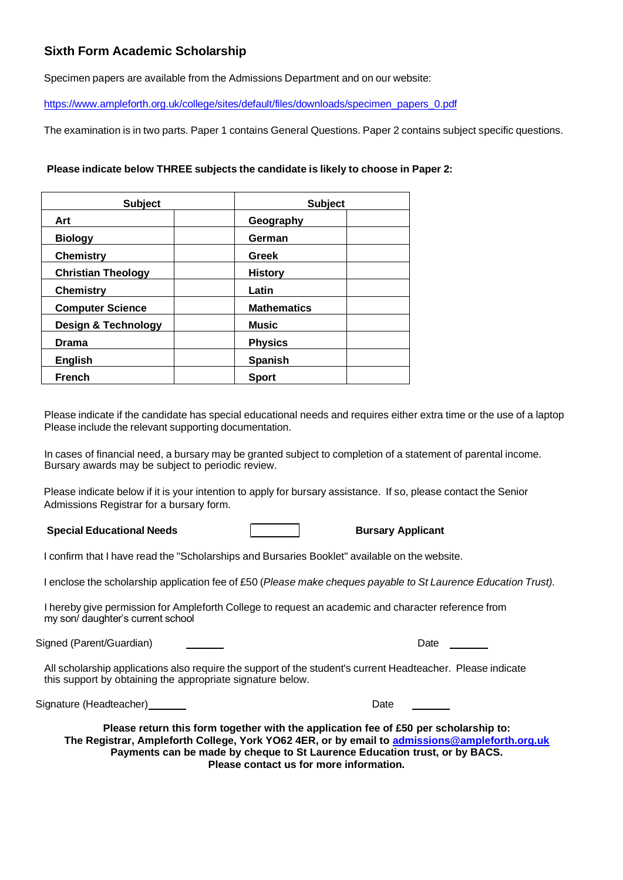### Sixth Form Academic Scholarship

Specimen papers are available from the Admissions Department and on our website:

https://www.ampleforth.org.uk/college/sites/default/files/downloads/specimen_papers_0.pdf

The examination is in two parts. Paper 1 contains General Questions. Paper 2 contains subject specific questions.

**Please indicate below THREE subjects the candidate is likely to choose in Paper 2:**

| **Subject** | | **Subject** | |
|---|---|---|---|
| **Art** | | **Geography** | |
| **Biology** | | **German** | |
| **Chemistry** | | **Greek** | |
| **Christian Theology** | | **History** | |
| **Chemistry** | | **Latin** | |
| **Computer Science** | | **Mathematics** | |
| **Design & Technology** | | **Music** | |
| **Drama** | | **Physics** | |
| **English** | | **Spanish** | |
| **French** | | **Sport** | |

Please indicate if the candidate has special educational needs and requires either extra time or the use of a laptop
Please include the relevant supporting documentation.

In cases of financial need, a bursary may be granted subject to completion of a statement of parental income.
Bursary awards may be subject to periodic review.

Please indicate below if it is your intention to apply for bursary assistance. If so, please contact the Senior Admissions Registrar for a bursary form.

**Special Educational Needs** ☐ **Bursary Applicant**

I confirm that I have read the "Scholarships and Bursaries Booklet" available on the website.

I enclose the scholarship application fee of £50 (*Please make cheques payable to St Laurence Education Trust).*

I hereby give permission for Ampleforth College to request an academic and character reference from my son/ daughter's current school

Signed (Parent/Guardian) ________ Date ________

All scholarship applications also require the support of the student's current Headteacher. Please indicate this support by obtaining the appropriate signature below.

Signature (Headteacher)________ Date ________

**Please return this form together with the application fee of £50 per scholarship to:**
**The Registrar, Ampleforth College, York YO62 4ER, or by email to admissions@ampleforth.org.uk**
**Payments can be made by cheque to St Laurence Education trust, or by BACS.**
**Please contact us for more information.**